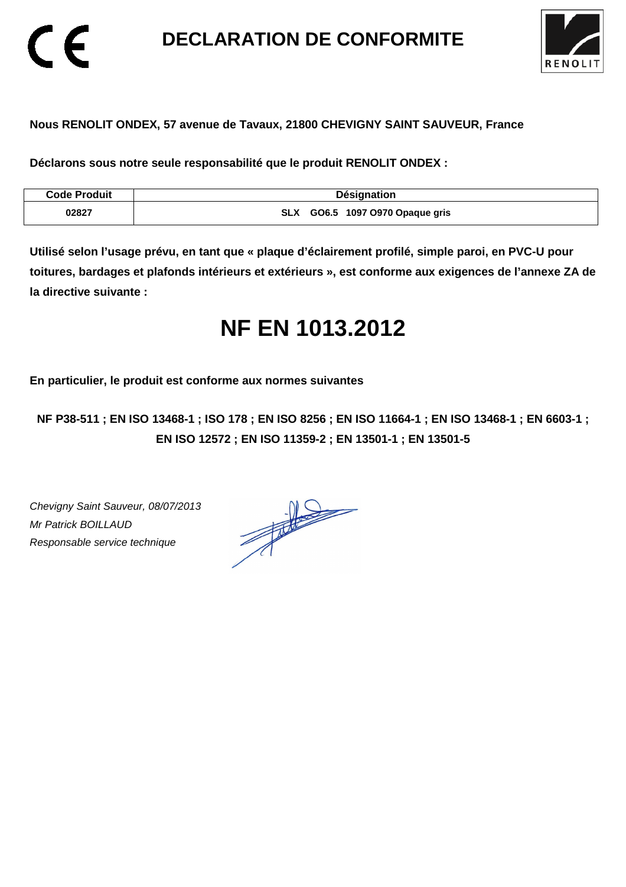# DECLARATION DE CONFORMITE

**Nous RENOLIT ONDEX, 57 avenue de Tavaux, 21800 CHEVIGNY SAINT SAUVEUR, France**

**Déclarons sous notre seule responsabilité que le produit RENOLIT ONDEX :**

| Code Produit | Désignation |
|---|---|
| 02827 | SLX GO6.5 1097 O970 Opaque gris |

**Utilisé selon l'usage prévu, en tant que « plaque d'éclairement profilé, simple paroi, en PVC-U pour toitures, bardages et plafonds intérieurs et extérieurs », est conforme aux exigences de l'annexe ZA de la directive suivante :**

# NF EN 1013.2012

**En particulier, le produit est conforme aux normes suivantes**

**NF P38-511 ; EN ISO 13468-1 ; ISO 178 ; EN ISO 8256 ; EN ISO 11664-1 ; EN ISO 13468-1 ; EN 6603-1 ; EN ISO 12572 ; EN ISO 11359-2 ; EN 13501-1 ; EN 13501-5**

*Chevigny Saint Sauveur, 08/07/2013*
*Mr Patrick BOILLAUD*
*Responsable service technique*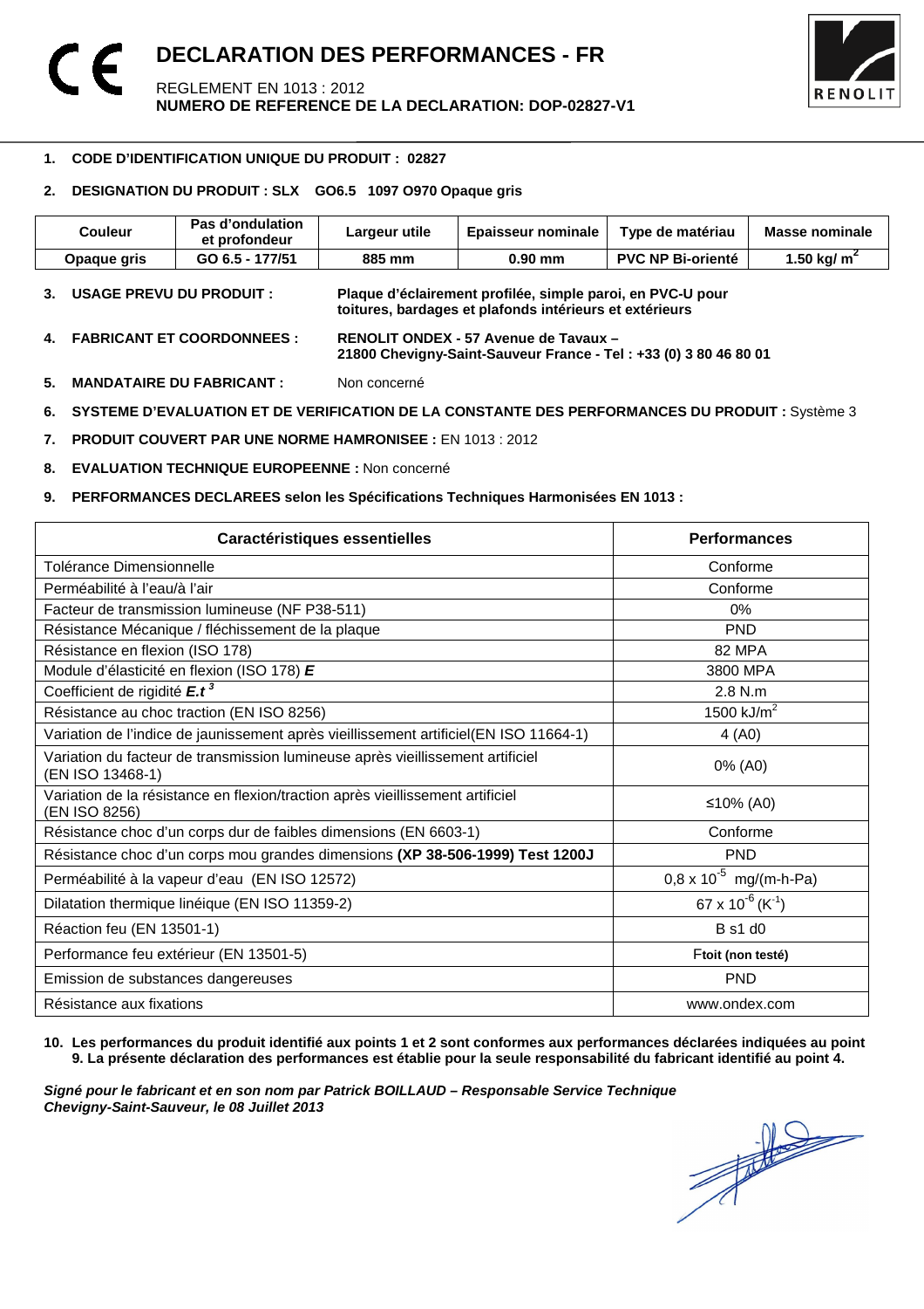# DECLARATION DES PERFORMANCES - FR

REGLEMENT EN 1013 : 2012
**NUMERO DE REFERENCE DE LA DECLARATION: DOP-02827-V1**

1. **CODE D'IDENTIFICATION UNIQUE DU PRODUIT : 02827**

2. **DESIGNATION DU PRODUIT : SLX GO6.5 1097 O970 Opaque gris**

| Couleur | Pas d'ondulation et profondeur | Largeur utile | Epaisseur nominale | Type de matériau | Masse nominale |
|---|---|---|---|---|---|
| Opaque gris | GO 6.5 - 177/51 | 885 mm | 0.90 mm | PVC NP Bi-orienté | 1.50 kg/ $m^2$ |

3. **USAGE PREVU DU PRODUIT :** **Plaque d'éclairement profilée, simple paroi, en PVC-U pour toitures, bardages et plafonds intérieurs et extérieurs**

4. **FABRICANT ET COORDONNEES :** **RENOLIT ONDEX - 57 Avenue de Tavaux – 21800 Chevigny-Saint-Sauveur France - Tel : +33 (0) 3 80 46 80 01**

5. **MANDATAIRE DU FABRICANT :** Non concerné

6. **SYSTEME D'EVALUATION ET DE VERIFICATION DE LA CONSTANTE DES PERFORMANCES DU PRODUIT :** Système 3

7. **PRODUIT COUVERT PAR UNE NORME HAMRONISEE :** EN 1013 : 2012

8. **EVALUATION TECHNIQUE EUROPEENNE :** Non concerné

9. **PERFORMANCES DECLAREES selon les Spécifications Techniques Harmonisées EN 1013 :**

| Caractéristiques essentielles | Performances |
|---|---|
| Tolérance Dimensionnelle | Conforme |
| Perméabilité à l'eau/à l'air | Conforme |
| Facteur de transmission lumineuse (NF P38-511) | 0% |
| Résistance Mécanique / fléchissement de la plaque | PND |
| Résistance en flexion (ISO 178) | 82 MPA |
| Module d'élasticité en flexion (ISO 178) ***E*** | 3800 MPA |
| Coefficient de rigidité $E.t^3$ | 2.8 N.m |
| Résistance au choc traction (EN ISO 8256) | 1500 kJ/$m^2$ |
| Variation de l'indice de jaunissement après vieillissement artificiel(EN ISO 11664-1) | 4 (A0) |
| Variation du facteur de transmission lumineuse après vieillissement artificiel (EN ISO 13468-1) | 0% (A0) |
| Variation de la résistance en flexion/traction après vieillissement artificiel (EN ISO 8256) | ≤10% (A0) |
| Résistance choc d'un corps dur de faibles dimensions (EN 6603-1) | Conforme |
| Résistance choc d'un corps mou grandes dimensions **(XP 38-506-1999) Test 1200J** | PND |
| Perméabilité à la vapeur d'eau (EN ISO 12572) | $0,8 \times 10^{-5}$ mg/(m-h-Pa) |
| Dilatation thermique linéique (EN ISO 11359-2) | $67 \times 10^{-6}$ ($K^{-1}$) |
| Réaction feu (EN 13501-1) | B s1 d0 |
| Performance feu extérieur (EN 13501-5) | Ftoit (non testé) |
| Emission de substances dangereuses | PND |
| Résistance aux fixations | www.ondex.com |

10. **Les performances du produit identifié aux points 1 et 2 sont conformes aux performances déclarées indiquées au point 9. La présente déclaration des performances est établie pour la seule responsabilité du fabricant identifié au point 4.**

***Signé pour le fabricant et en son nom par Patrick BOILLAUD – Responsable Service Technique***
***Chevigny-Saint-Sauveur, le 08 Juillet 2013***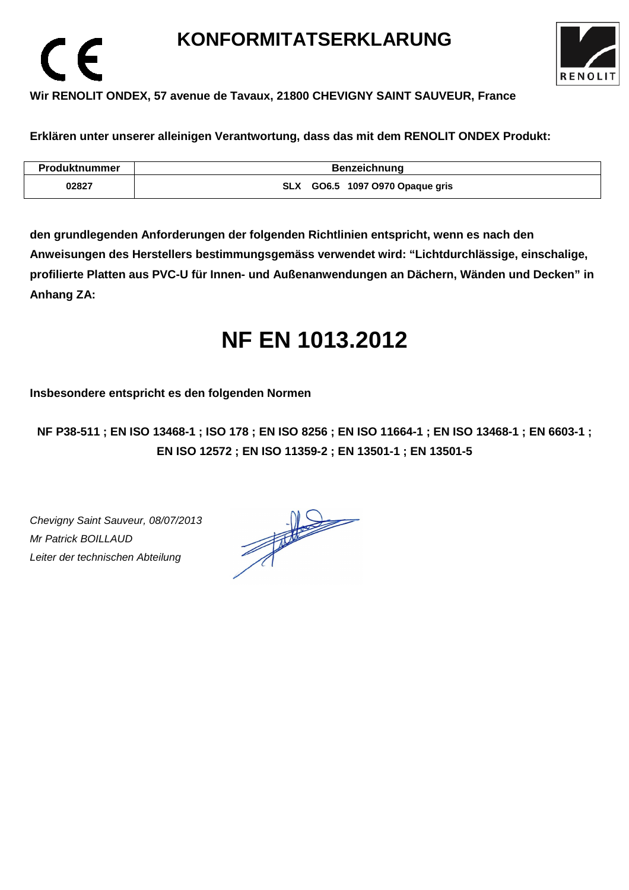# KONFORMITATSERKLARUNG

**Wir RENOLIT ONDEX, 57 avenue de Tavaux, 21800 CHEVIGNY SAINT SAUVEUR, France**

**Erklären unter unserer alleinigen Verantwortung, dass das mit dem RENOLIT ONDEX Produkt:**

| Produktnummer | Benzeichnung |
|---|---|
| 02827 | SLX GO6.5 1097 O970 Opaque gris |

**den grundlegenden Anforderungen der folgenden Richtlinien entspricht, wenn es nach den Anweisungen des Herstellers bestimmungsgemäss verwendet wird: "Lichtdurchlässige, einschalige, profilierte Platten aus PVC-U für Innen- und Außenanwendungen an Dächern, Wänden und Decken" in Anhang ZA:**

# NF EN 1013.2012

**Insbesondere entspricht es den folgenden Normen**

**NF P38-511 ; EN ISO 13468-1 ; ISO 178 ; EN ISO 8256 ; EN ISO 11664-1 ; EN ISO 13468-1 ; EN 6603-1 ; EN ISO 12572 ; EN ISO 11359-2 ; EN 13501-1 ; EN 13501-5**

*Chevigny Saint Sauveur, 08/07/2013*
*Mr Patrick BOILLAUD*
*Leiter der technischen Abteilung*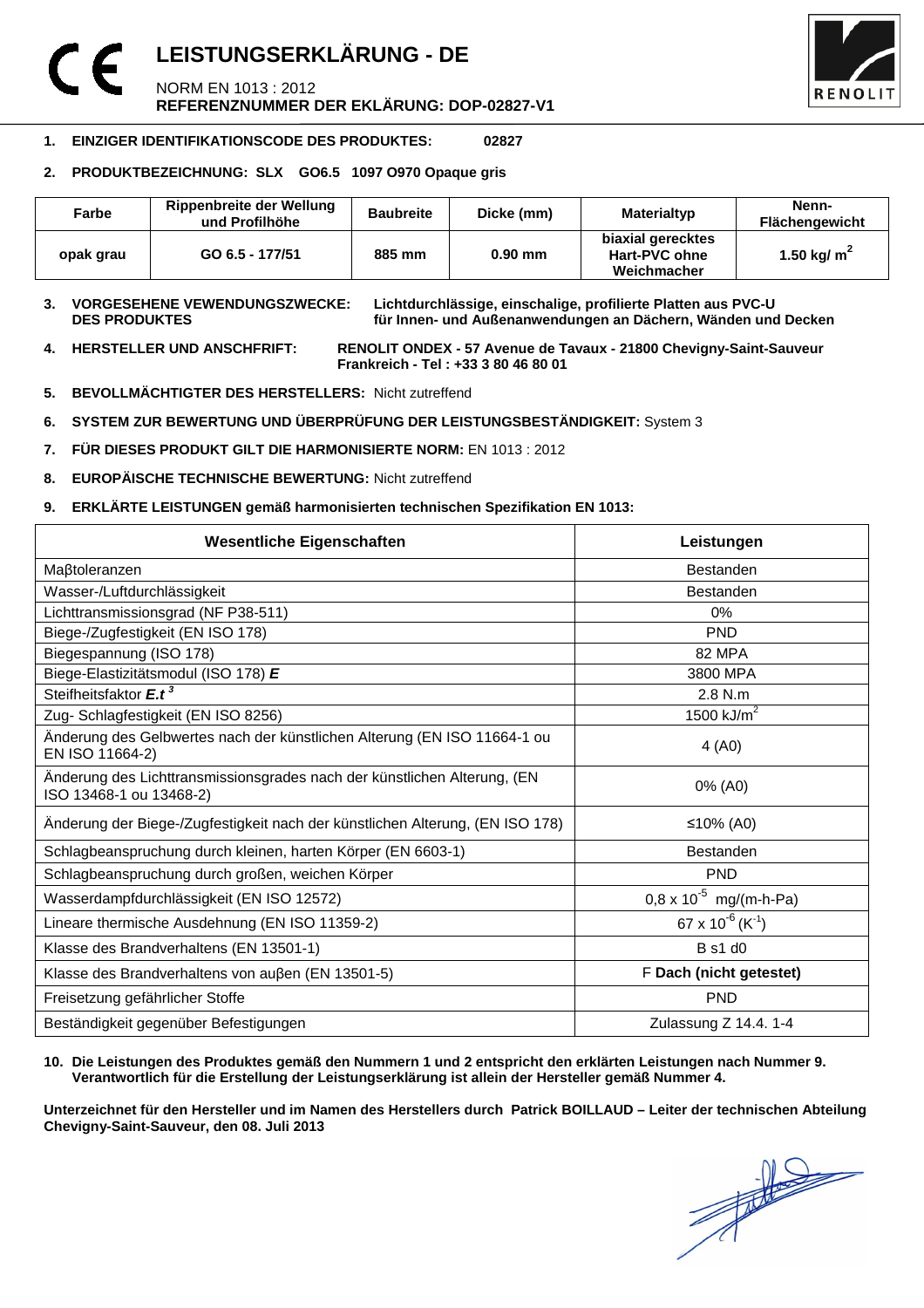# LEISTUNGSERKLÄRUNG - DE

NORM EN 1013 : 2012
**REFERENZNUMMER DER EKLÄRUNG: DOP-02827-V1**

1. **EINZIGER IDENTIFIKATIONSCODE DES PRODUKTES: 02827**

2. **PRODUKTBEZEICHNUNG: SLX GO6.5 1097 O970 Opaque gris**

| Farbe | Rippenbreite der Wellung und Profilhöhe | Baubreite | Dicke (mm) | Materialtyp | Nenn-Flächengewicht |
|---|---|---|---|---|---|
| **opak grau** | **GO 6.5 - 177/51** | **885 mm** | **0.90 mm** | **biaxial gerecktes Hart-PVC ohne Weichmacher** | **1.50 kg/ m²** |

3. **VORGESEHENE VEWENDUNGSZWECKE: DES PRODUKTES** **Lichtdurchlässige, einschalige, profilierte Platten aus PVC-U für Innen- und Außenanwendungen an Dächern, Wänden und Decken**

4. **HERSTELLER UND ANSCHFRIFT:** **RENOLIT ONDEX - 57 Avenue de Tavaux - 21800 Chevigny-Saint-Sauveur Frankreich - Tel : +33 3 80 46 80 01**

5. **BEVOLLMÄCHTIGTER DES HERSTELLERS:** Nicht zutreffend

6. **SYSTEM ZUR BEWERTUNG UND ÜBERPRÜFUNG DER LEISTUNGSBESTÄNDIGKEIT:** System 3

7. **FÜR DIESES PRODUKT GILT DIE HARMONISIERTE NORM:** EN 1013 : 2012

8. **EUROPÄISCHE TECHNISCHE BEWERTUNG:** Nicht zutreffend

9. **ERKLÄRTE LEISTUNGEN gemäß harmonisierten technischen Spezifikation EN 1013:**

| Wesentliche Eigenschaften | Leistungen |
|---|---|
| Maβtoleranzen | Bestanden |
| Wasser-/Luftdurchlässigkeit | Bestanden |
| Lichttransmissionsgrad (NF P38-511) | 0% |
| Biege-/Zugfestigkeit (EN ISO 178) | PND |
| Biegespannung (ISO 178) | 82 MPA |
| Biege-Elastizitätsmodul (ISO 178) ***E*** | 3800 MPA |
| Steifheitsfaktor $E.t^3$ | 2.8 N.m |
| Zug- Schlagfestigkeit (EN ISO 8256) | 1500 kJ/m² |
| Änderung des Gelbwertes nach der künstlichen Alterung (EN ISO 11664-1 ou EN ISO 11664-2) | 4 (A0) |
| Änderung des Lichttransmissionsgrades nach der künstlichen Alterung, (EN ISO 13468-1 ou 13468-2) | 0% (A0) |
| Änderung der Biege-/Zugfestigkeit nach der künstlichen Alterung, (EN ISO 178) | ≤10% (A0) |
| Schlagbeanspruchung durch kleinen, harten Körper (EN 6603-1) | Bestanden |
| Schlagbeanspruchung durch großen, weichen Körper | PND |
| Wasserdampfdurchlässigkeit (EN ISO 12572) | $0,8 \times 10^{-5}$ mg/(m-h-Pa) |
| Lineare thermische Ausdehnung (EN ISO 11359-2) | $67 \times 10^{-6}$ ($K^{-1}$) |
| Klasse des Brandverhaltens (EN 13501-1) | B s1 d0 |
| Klasse des Brandverhaltens von auβen (EN 13501-5) | F **Dach (nicht getestet)** |
| Freisetzung gefährlicher Stoffe | PND |
| Beständigkeit gegenüber Befestigungen | Zulassung Z 14.4. 1-4 |

10. **Die Leistungen des Produktes gemäß den Nummern 1 und 2 entspricht den erklärten Leistungen nach Nummer 9. Verantwortlich für die Erstellung der Leistungserklärung ist allein der Hersteller gemäß Nummer 4.**

**Unterzeichnet für den Hersteller und im Namen des Herstellers durch Patrick BOILLAUD – Leiter der technischen Abteilung Chevigny-Saint-Sauveur, den 08. Juli 2013**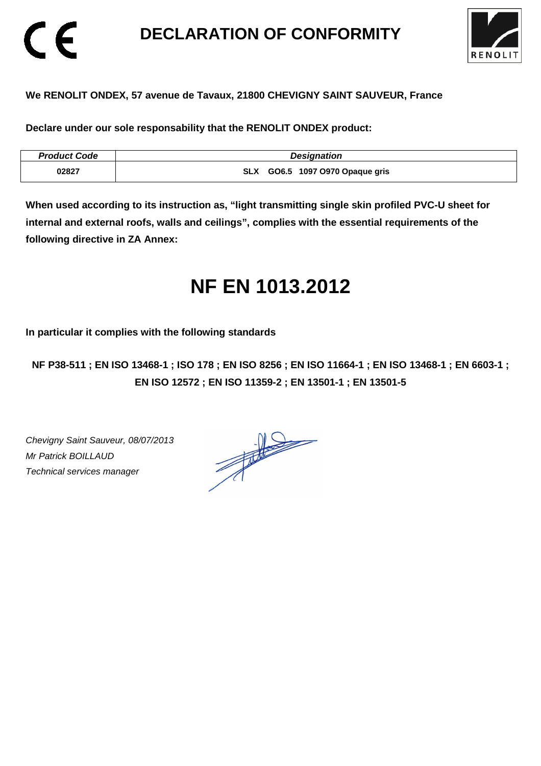# DECLARATION OF CONFORMITY

**We RENOLIT ONDEX, 57 avenue de Tavaux, 21800 CHEVIGNY SAINT SAUVEUR, France**

**Declare under our sole responsability that the RENOLIT ONDEX product:**

| *Product Code* | *Designation* |
|---|---|
| **02827** | **SLX GO6.5 1097 O970 Opaque gris** |

**When used according to its instruction as, "light transmitting single skin profiled PVC-U sheet for internal and external roofs, walls and ceilings", complies with the essential requirements of the following directive in ZA Annex:**

# NF EN 1013.2012

**In particular it complies with the following standards**

**NF P38-511 ; EN ISO 13468-1 ; ISO 178 ; EN ISO 8256 ; EN ISO 11664-1 ; EN ISO 13468-1 ; EN 6603-1 ; EN ISO 12572 ; EN ISO 11359-2 ; EN 13501-1 ; EN 13501-5**

*Chevigny Saint Sauveur, 08/07/2013*
*Mr Patrick BOILLAUD*
*Technical services manager*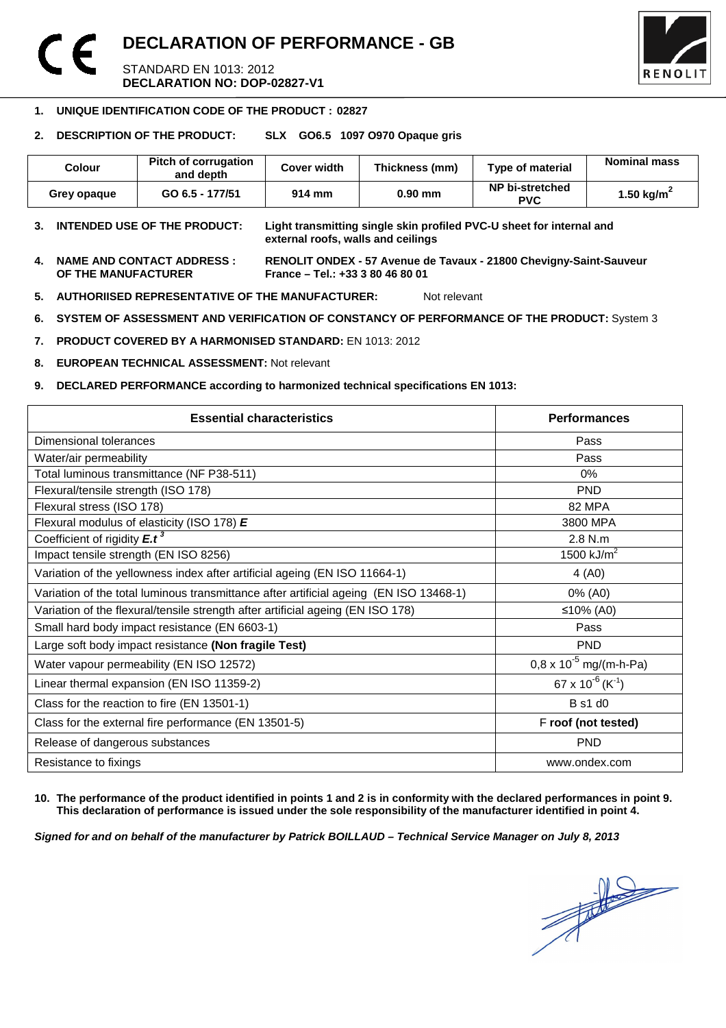# DECLARATION OF PERFORMANCE - GB

STANDARD EN 1013: 2012
**DECLARATION NO: DOP-02827-V1**

**1. UNIQUE IDENTIFICATION CODE OF THE PRODUCT : 02827**

**2. DESCRIPTION OF THE PRODUCT: SLX GO6.5 1097 O970 Opaque gris**

| Colour | Pitch of corrugation and depth | Cover width | Thickness (mm) | Type of material | Nominal mass |
|---|---|---|---|---|---|
| Grey opaque | GO 6.5 - 177/51 | 914 mm | 0.90 mm | NP bi-stretched PVC | 1.50 $kg/m^2$ |

**3. INTENDED USE OF THE PRODUCT:** **Light transmitting single skin profiled PVC-U sheet for internal and external roofs, walls and ceilings**

**4. NAME AND CONTACT ADDRESS : OF THE MANUFACTURER** **RENOLIT ONDEX - 57 Avenue de Tavaux - 21800 Chevigny-Saint-Sauveur France – Tel.: +33 3 80 46 80 01**

**5. AUTHORIISED REPRESENTATIVE OF THE MANUFACTURER:** Not relevant

**6. SYSTEM OF ASSESSMENT AND VERIFICATION OF CONSTANCY OF PERFORMANCE OF THE PRODUCT:** System 3

**7. PRODUCT COVERED BY A HARMONISED STANDARD:** EN 1013: 2012

**8. EUROPEAN TECHNICAL ASSESSMENT:** Not relevant

**9. DECLARED PERFORMANCE according to harmonized technical specifications EN 1013:**

| Essential characteristics | Performances |
|---|---|
| Dimensional tolerances | Pass |
| Water/air permeability | Pass |
| Total luminous transmittance (NF P38-511) | 0% |
| Flexural/tensile strength (ISO 178) | PND |
| Flexural stress (ISO 178) | 82 MPA |
| Flexural modulus of elasticity (ISO 178) ***E*** | 3800 MPA |
| Coefficient of rigidity $E.t^3$ | 2.8 N.m |
| Impact tensile strength (EN ISO 8256) | 1500 $kJ/m^2$ |
| Variation of the yellowness index after artificial ageing (EN ISO 11664-1) | 4 (A0) |
| Variation of the total luminous transmittance after artificial ageing (EN ISO 13468-1) | 0% (A0) |
| Variation of the flexural/tensile strength after artificial ageing (EN ISO 178) | ≤10% (A0) |
| Small hard body impact resistance (EN 6603-1) | Pass |
| Large soft body impact resistance **(Non fragile Test)** | PND |
| Water vapour permeability (EN ISO 12572) | $0,8 \times 10^{-5}$ mg/(m-h-Pa) |
| Linear thermal expansion (EN ISO 11359-2) | $67 \times 10^{-6}$ ($K^{-1}$) |
| Class for the reaction to fire (EN 13501-1) | B s1 d0 |
| Class for the external fire performance (EN 13501-5) | F **roof (not tested)** |
| Release of dangerous substances | PND |
| Resistance to fixings | www.ondex.com |

**10. The performance of the product identified in points 1 and 2 is in conformity with the declared performances in point 9. This declaration of performance is issued under the sole responsibility of the manufacturer identified in point 4.**

***Signed for and on behalf of the manufacturer by Patrick BOILLAUD – Technical Service Manager on July 8, 2013***